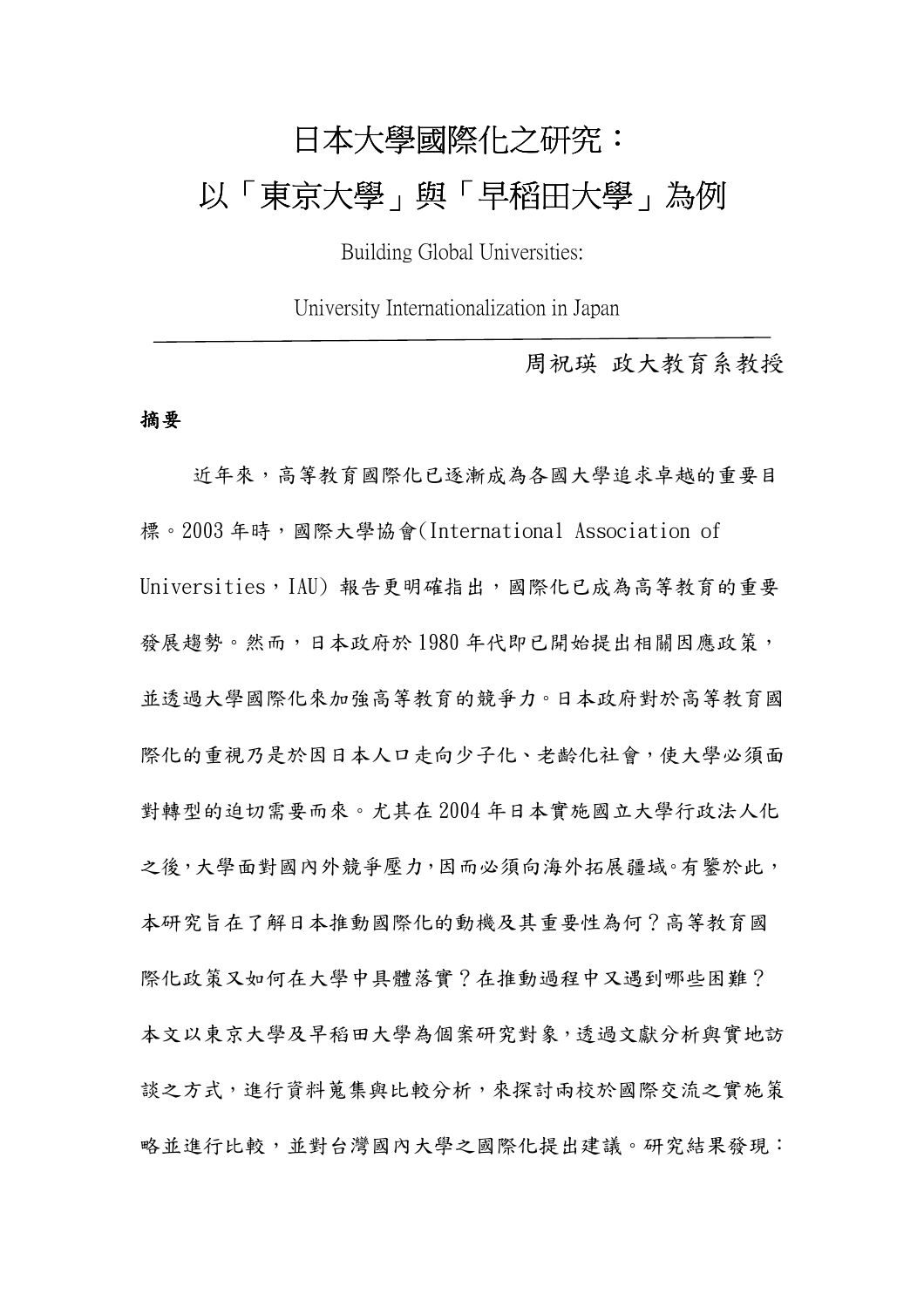# 日本大學國際化之研究：以「東京大學」與「早稻田大學」為例

Building Global Universities:

University Internationalization in Japan

周祝瑛 政大教育系教授

**摘要**

近年來，高等教育國際化已逐漸成為各國大學追求卓越的重要目標。2003 年時，國際大學協會(International Association of Universities，IAU) 報告更明確指出，國際化已成為高等教育的重要發展趨勢。然而，日本政府於 1980 年代即已開始提出相關因應政策，並透過大學國際化來加強高等教育的競爭力。日本政府對於高等教育國際化的重視乃是於因日本人口走向少子化、老齡化社會，使大學必須面對轉型的迫切需要而來。尤其在 2004 年日本實施國立大學行政法人化之後，大學面對國內外競爭壓力，因而必須向海外拓展疆域。有鑒於此，本研究旨在了解日本推動國際化的動機及其重要性為何？高等教育國際化政策又如何在大學中具體落實？在推動過程中又遇到哪些困難？本文以東京大學及早稻田大學為個案研究對象，透過文獻分析與實地訪談之方式，進行資料蒐集與比較分析，來探討兩校於國際交流之實施策略並進行比較，並對台灣國內大學之國際化提出建議。研究結果發現：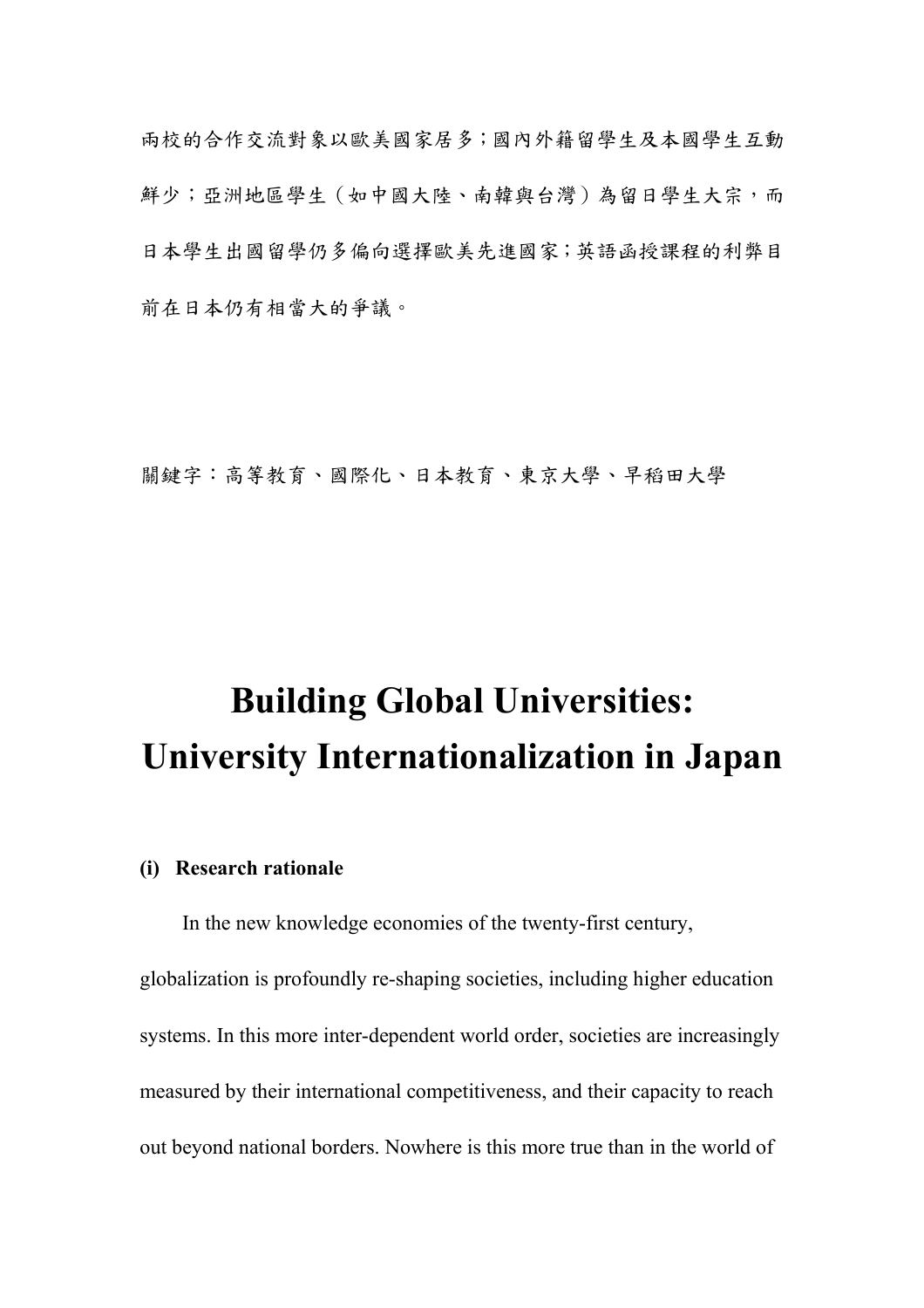兩校的合作交流對象以歐美國家居多；國內外籍留學生及本國學生互動鮮少；亞洲地區學生（如中國大陸、南韓與台灣）為留日學生大宗，而日本學生出國留學仍多偏向選擇歐美先進國家；英語函授課程的利弊目前在日本仍有相當大的爭議。

關鍵字：高等教育、國際化、日本教育、東京大學、早稻田大學

# Building Global Universities: University Internationalization in Japan

**(i) Research rationale**

In the new knowledge economies of the twenty-first century, globalization is profoundly re-shaping societies, including higher education systems. In this more inter-dependent world order, societies are increasingly measured by their international competitiveness, and their capacity to reach out beyond national borders. Nowhere is this more true than in the world of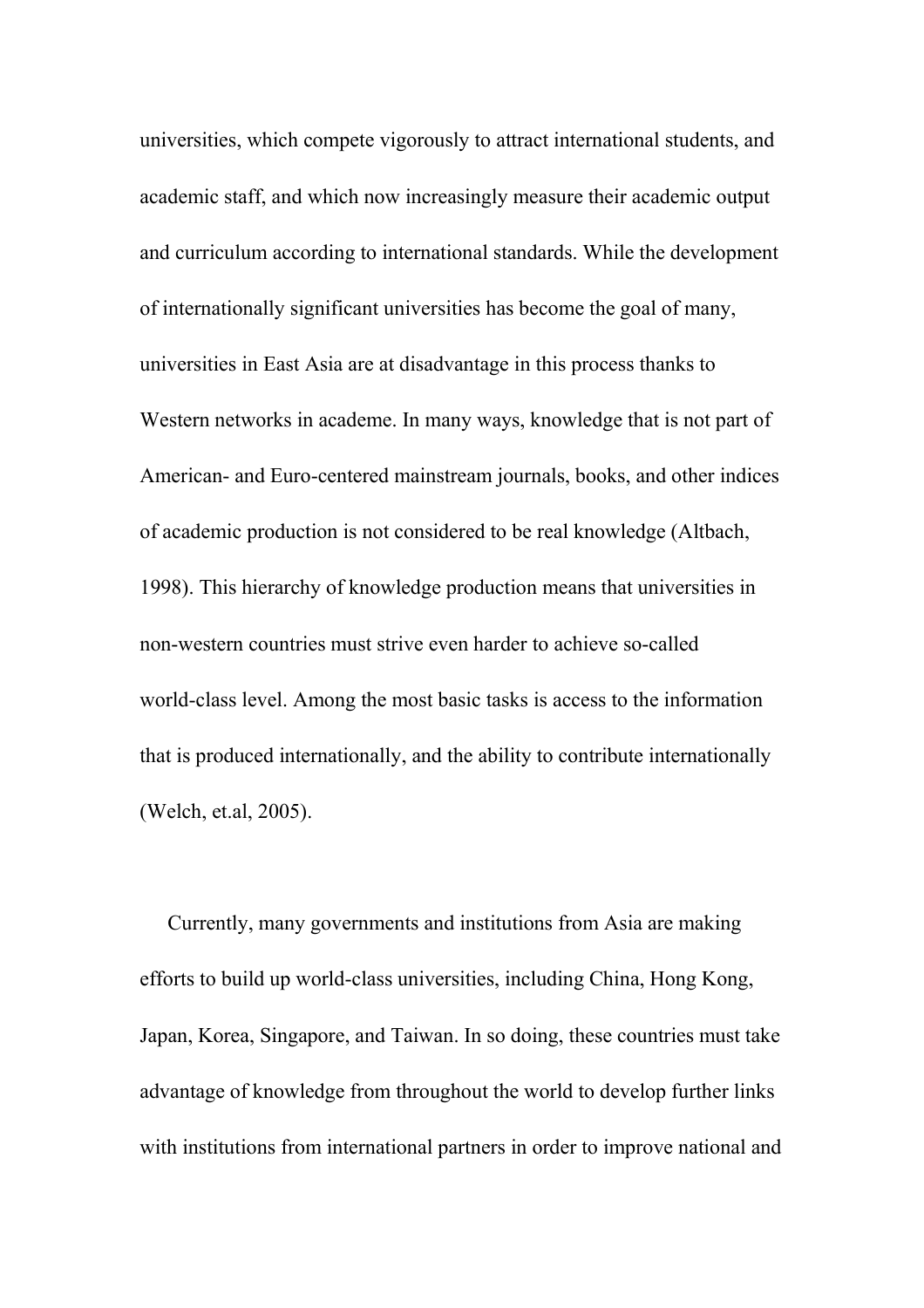universities, which compete vigorously to attract international students, and academic staff, and which now increasingly measure their academic output and curriculum according to international standards. While the development of internationally significant universities has become the goal of many, universities in East Asia are at disadvantage in this process thanks to Western networks in academe. In many ways, knowledge that is not part of American- and Euro-centered mainstream journals, books, and other indices of academic production is not considered to be real knowledge (Altbach, 1998). This hierarchy of knowledge production means that universities in non-western countries must strive even harder to achieve so-called world-class level. Among the most basic tasks is access to the information that is produced internationally, and the ability to contribute internationally (Welch, et.al, 2005).

Currently, many governments and institutions from Asia are making efforts to build up world-class universities, including China, Hong Kong, Japan, Korea, Singapore, and Taiwan. In so doing, these countries must take advantage of knowledge from throughout the world to develop further links with institutions from international partners in order to improve national and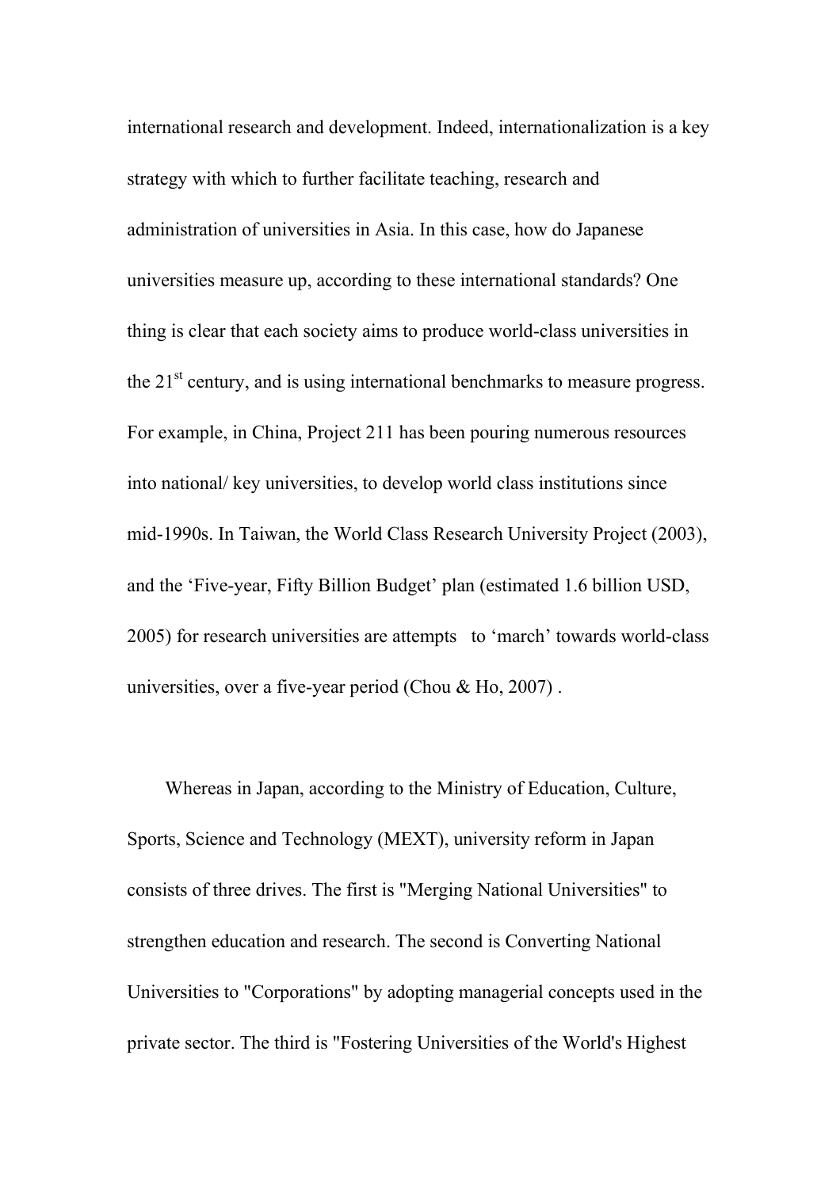international research and development. Indeed, internationalization is a key strategy with which to further facilitate teaching, research and administration of universities in Asia. In this case, how do Japanese universities measure up, according to these international standards? One thing is clear that each society aims to produce world-class universities in the 21st century, and is using international benchmarks to measure progress. For example, in China, Project 211 has been pouring numerous resources into national/ key universities, to develop world class institutions since mid-1990s. In Taiwan, the World Class Research University Project (2003), and the 'Five-year, Fifty Billion Budget' plan (estimated 1.6 billion USD, 2005) for research universities are attempts to 'march' towards world-class universities, over a five-year period (Chou & Ho, 2007) .

Whereas in Japan, according to the Ministry of Education, Culture, Sports, Science and Technology (MEXT), university reform in Japan consists of three drives. The first is "Merging National Universities" to strengthen education and research. The second is Converting National Universities to "Corporations" by adopting managerial concepts used in the private sector. The third is "Fostering Universities of the World's Highest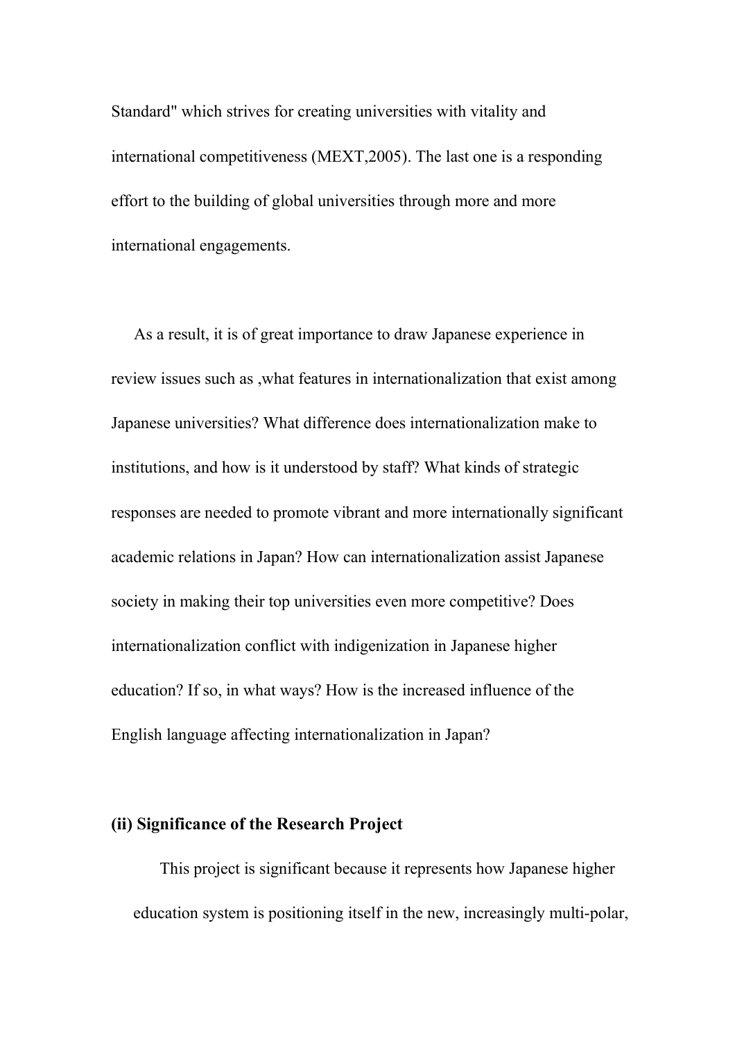Standard" which strives for creating universities with vitality and international competitiveness (MEXT,2005). The last one is a responding effort to the building of global universities through more and more international engagements.

As a result, it is of great importance to draw Japanese experience in review issues such as ,what features in internationalization that exist among Japanese universities? What difference does internationalization make to institutions, and how is it understood by staff? What kinds of strategic responses are needed to promote vibrant and more internationally significant academic relations in Japan? How can internationalization assist Japanese society in making their top universities even more competitive? Does internationalization conflict with indigenization in Japanese higher education? If so, in what ways? How is the increased influence of the English language affecting internationalization in Japan?

**(ii) Significance of the Research Project**

This project is significant because it represents how Japanese higher education system is positioning itself in the new, increasingly multi-polar,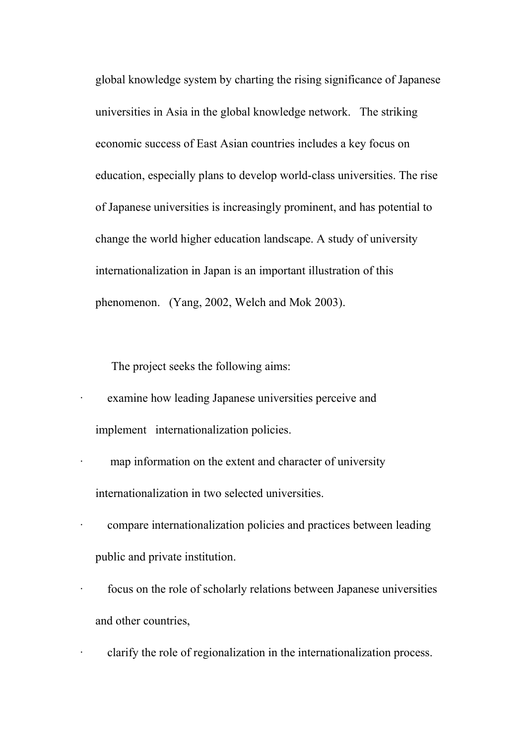global knowledge system by charting the rising significance of Japanese universities in Asia in the global knowledge network. The striking economic success of East Asian countries includes a key focus on education, especially plans to develop world-class universities. The rise of Japanese universities is increasingly prominent, and has potential to change the world higher education landscape. A study of university internationalization in Japan is an important illustration of this phenomenon. (Yang, 2002, Welch and Mok 2003).

The project seeks the following aims:

- examine how leading Japanese universities perceive and implement internationalization policies.
- map information on the extent and character of university internationalization in two selected universities.
- compare internationalization policies and practices between leading public and private institution.
- focus on the role of scholarly relations between Japanese universities and other countries,
- clarify the role of regionalization in the internationalization process.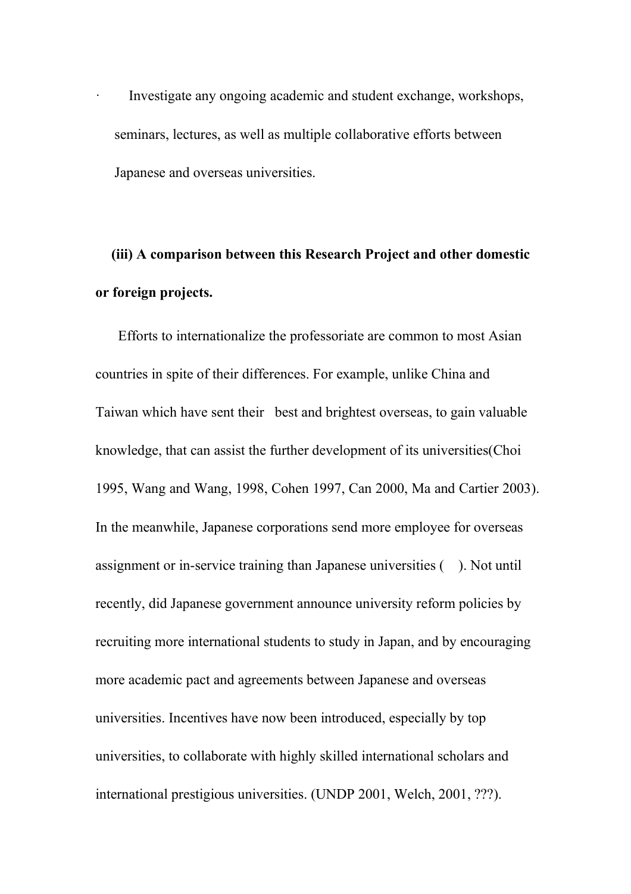- Investigate any ongoing academic and student exchange, workshops, seminars, lectures, as well as multiple collaborative efforts between Japanese and overseas universities.

**(iii) A comparison between this Research Project and other domestic or foreign projects.**

Efforts to internationalize the professoriate are common to most Asian countries in spite of their differences. For example, unlike China and Taiwan which have sent their best and brightest overseas, to gain valuable knowledge, that can assist the further development of its universities(Choi 1995, Wang and Wang, 1998, Cohen 1997, Can 2000, Ma and Cartier 2003). In the meanwhile, Japanese corporations send more employee for overseas assignment or in-service training than Japanese universities ( ). Not until recently, did Japanese government announce university reform policies by recruiting more international students to study in Japan, and by encouraging more academic pact and agreements between Japanese and overseas universities. Incentives have now been introduced, especially by top universities, to collaborate with highly skilled international scholars and international prestigious universities. (UNDP 2001, Welch, 2001, ???).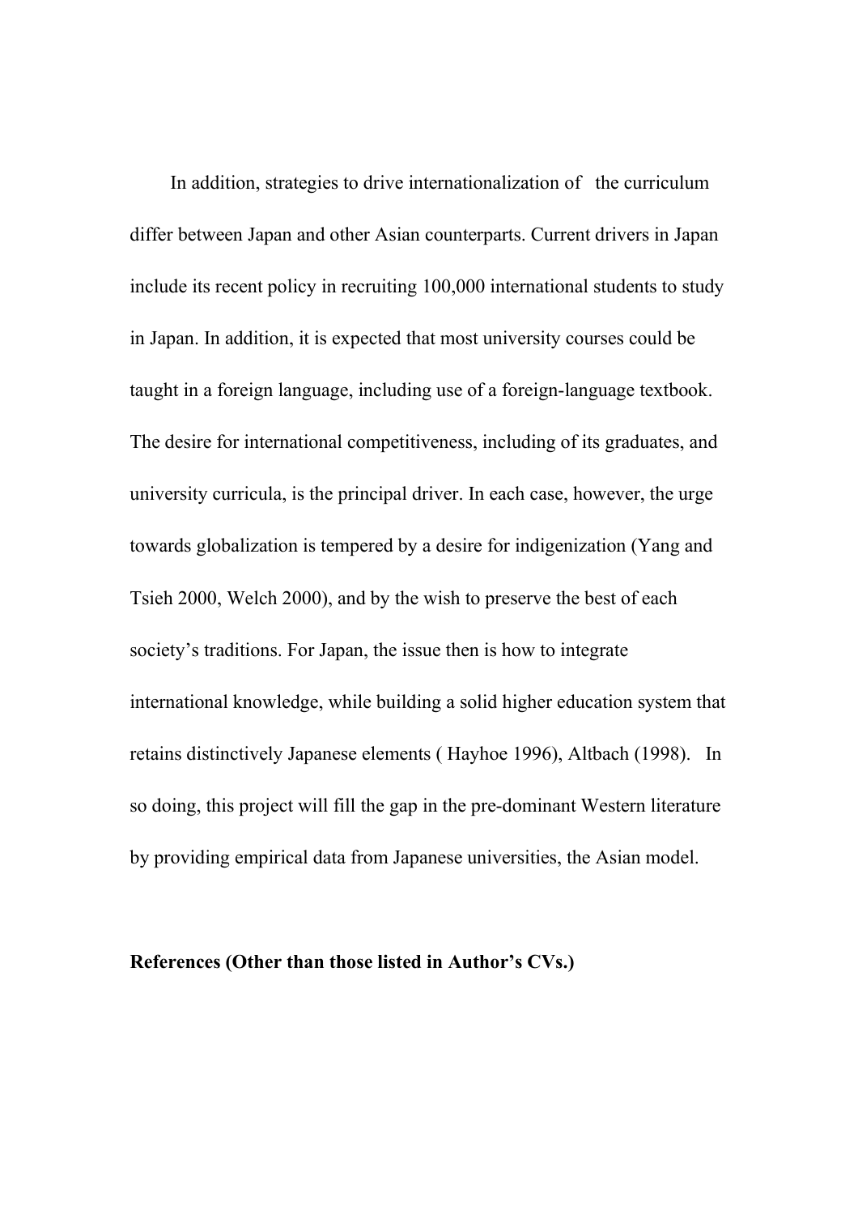In addition, strategies to drive internationalization of the curriculum differ between Japan and other Asian counterparts. Current drivers in Japan include its recent policy in recruiting 100,000 international students to study in Japan. In addition, it is expected that most university courses could be taught in a foreign language, including use of a foreign-language textbook. The desire for international competitiveness, including of its graduates, and university curricula, is the principal driver. In each case, however, the urge towards globalization is tempered by a desire for indigenization (Yang and Tsieh 2000, Welch 2000), and by the wish to preserve the best of each society's traditions. For Japan, the issue then is how to integrate international knowledge, while building a solid higher education system that retains distinctively Japanese elements ( Hayhoe 1996), Altbach (1998). In so doing, this project will fill the gap in the pre-dominant Western literature by providing empirical data from Japanese universities, the Asian model.

**References (Other than those listed in Author's CVs.)**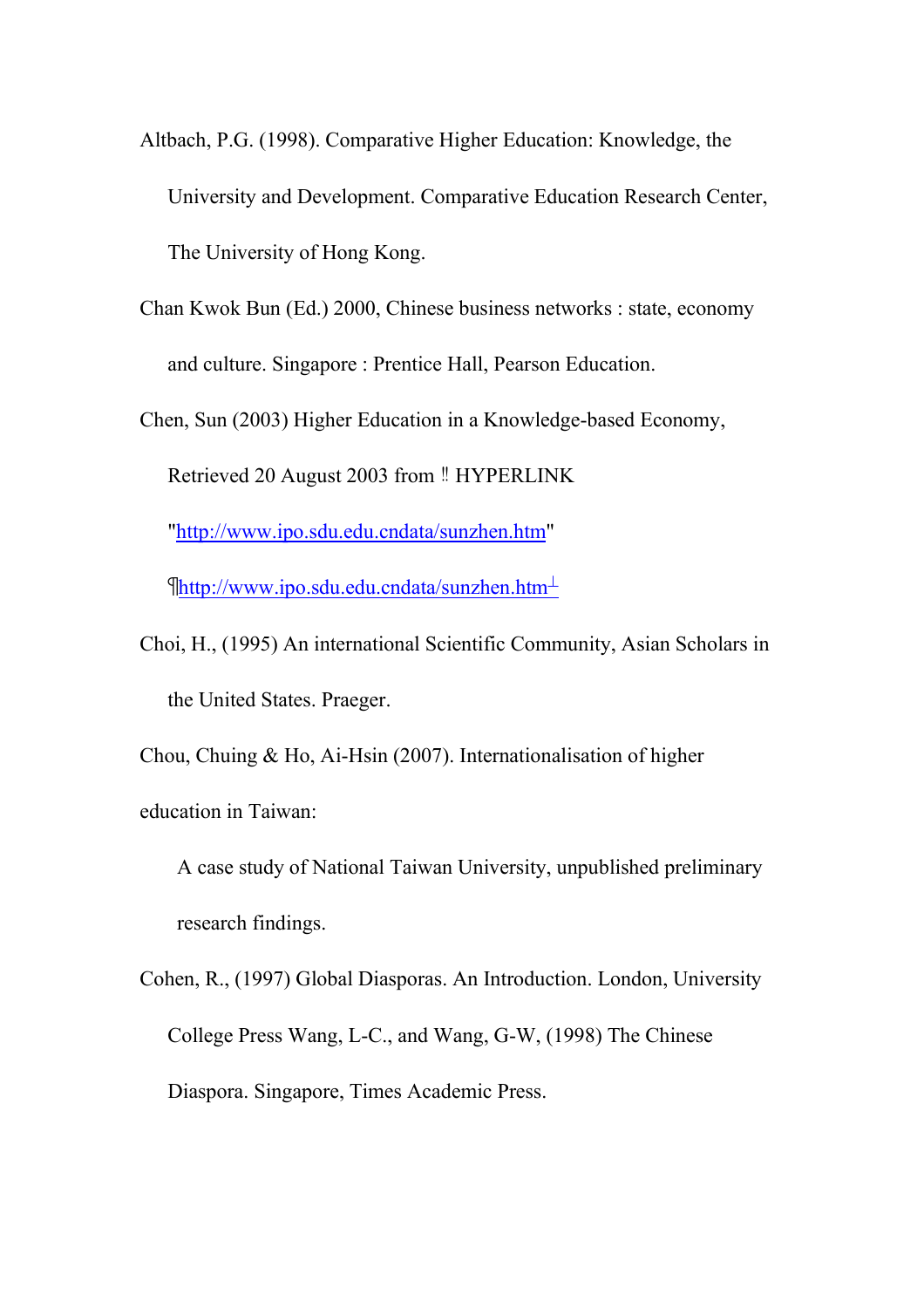Altbach, P.G. (1998). Comparative Higher Education: Knowledge, the University and Development. Comparative Education Research Center, The University of Hong Kong.

Chan Kwok Bun (Ed.) 2000, Chinese business networks : state, economy and culture. Singapore : Prentice Hall, Pearson Education.

Chen, Sun (2003) Higher Education in a Knowledge-based Economy, Retrieved 20 August 2003 from ‼ HYPERLINK "http://www.ipo.sdu.edu.cndata/sunzhen.htm" ¶http://www.ipo.sdu.edu.cndata/sunzhen.htm┘

Choi, H., (1995) An international Scientific Community, Asian Scholars in the United States. Praeger.

Chou, Chuing & Ho, Ai-Hsin (2007). Internationalisation of higher education in Taiwan:

A case study of National Taiwan University, unpublished preliminary research findings.

Cohen, R., (1997) Global Diasporas. An Introduction. London, University College Press Wang, L-C., and Wang, G-W, (1998) The Chinese Diaspora. Singapore, Times Academic Press.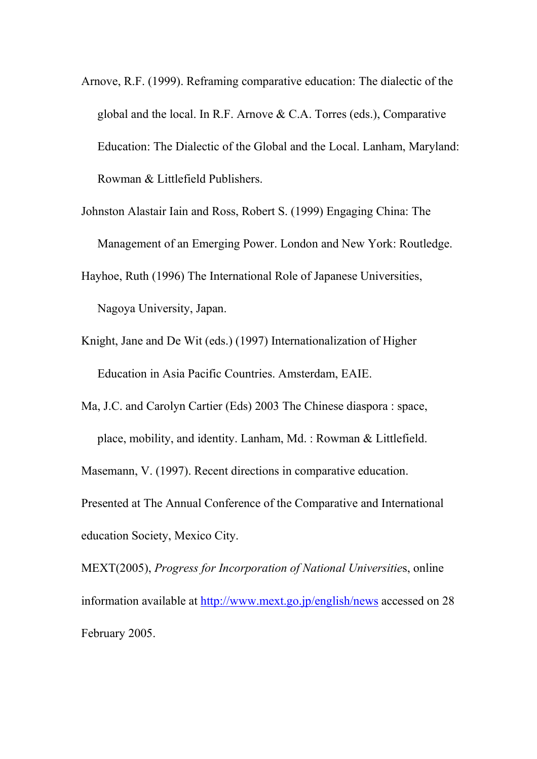Arnove, R.F. (1999). Reframing comparative education: The dialectic of the global and the local. In R.F. Arnove & C.A. Torres (eds.), Comparative Education: The Dialectic of the Global and the Local. Lanham, Maryland: Rowman & Littlefield Publishers.

Johnston Alastair Iain and Ross, Robert S. (1999) Engaging China: The Management of an Emerging Power. London and New York: Routledge.

Hayhoe, Ruth (1996) The International Role of Japanese Universities, Nagoya University, Japan.

Knight, Jane and De Wit (eds.) (1997) Internationalization of Higher Education in Asia Pacific Countries. Amsterdam, EAIE.

Ma, J.C. and Carolyn Cartier (Eds) 2003 The Chinese diaspora : space, place, mobility, and identity. Lanham, Md. : Rowman & Littlefield.

Masemann, V. (1997). Recent directions in comparative education. Presented at The Annual Conference of the Comparative and International education Society, Mexico City.

MEXT(2005), *Progress for Incorporation of National Universitie*s, online information available at [http://www.mext.go.jp/english/news](http://www.mext.go.jp/english/news) accessed on 28 February 2005.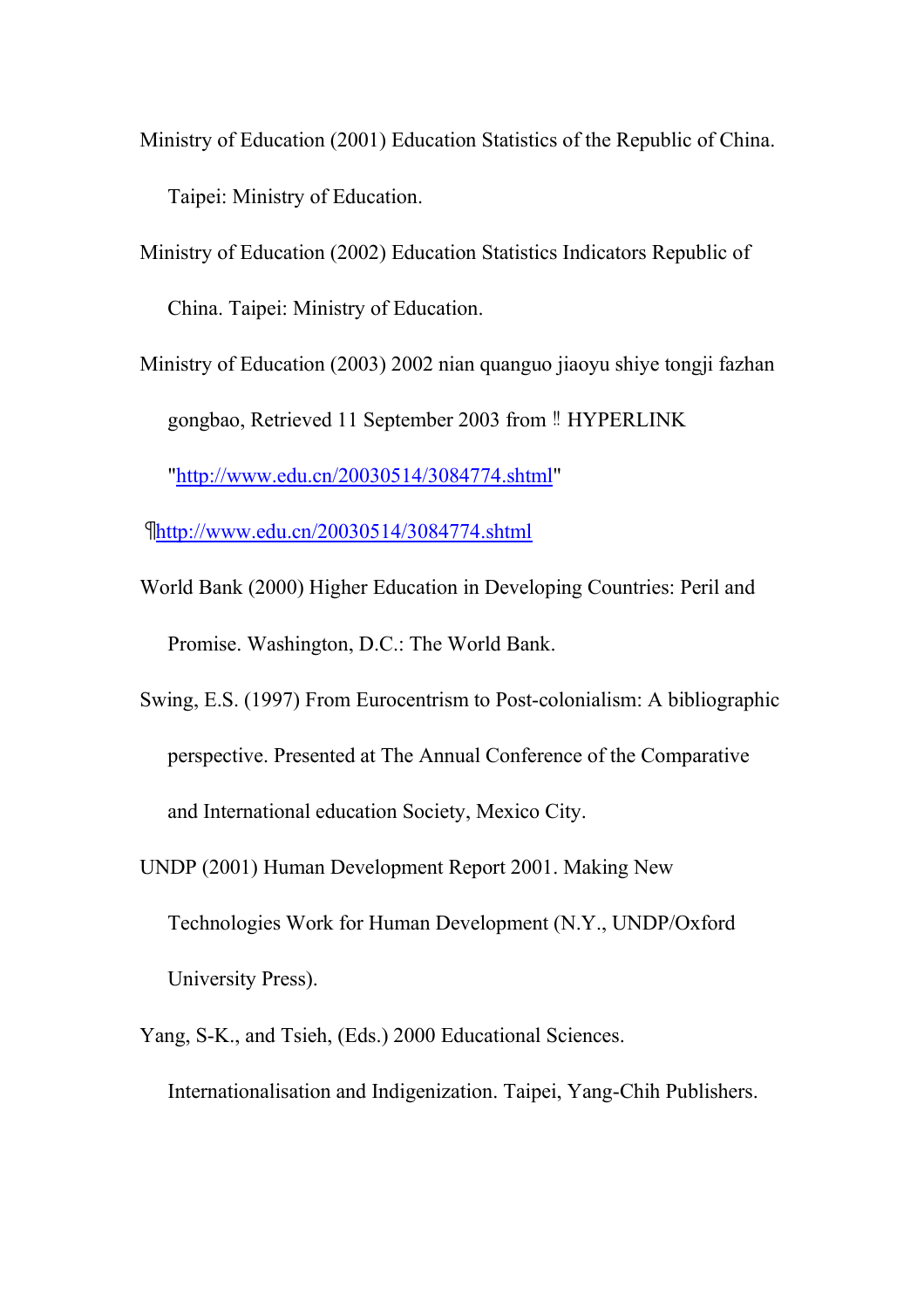Ministry of Education (2001) Education Statistics of the Republic of China. Taipei: Ministry of Education.

Ministry of Education (2002) Education Statistics Indicators Republic of China. Taipei: Ministry of Education.

Ministry of Education (2003) 2002 nian quanguo jiaoyu shiye tongji fazhan gongbao, Retrieved 11 September 2003 from ‼ HYPERLINK "http://www.edu.cn/20030514/3084774.shtml"

¶http://www.edu.cn/20030514/3084774.shtml

World Bank (2000) Higher Education in Developing Countries: Peril and Promise. Washington, D.C.: The World Bank.

Swing, E.S. (1997) From Eurocentrism to Post-colonialism: A bibliographic perspective. Presented at The Annual Conference of the Comparative and International education Society, Mexico City.

UNDP (2001) Human Development Report 2001. Making New Technologies Work for Human Development (N.Y., UNDP/Oxford University Press).

Yang, S-K., and Tsieh, (Eds.) 2000 Educational Sciences. Internationalisation and Indigenization. Taipei, Yang-Chih Publishers.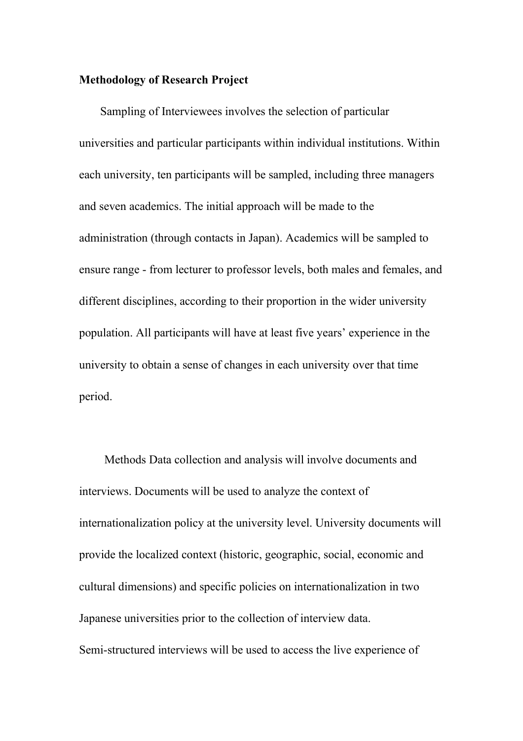**Methodology of Research Project**

Sampling of Interviewees involves the selection of particular universities and particular participants within individual institutions. Within each university, ten participants will be sampled, including three managers and seven academics. The initial approach will be made to the administration (through contacts in Japan). Academics will be sampled to ensure range - from lecturer to professor levels, both males and females, and different disciplines, according to their proportion in the wider university population. All participants will have at least five years' experience in the university to obtain a sense of changes in each university over that time period.

Methods Data collection and analysis will involve documents and interviews. Documents will be used to analyze the context of internationalization policy at the university level. University documents will provide the localized context (historic, geographic, social, economic and cultural dimensions) and specific policies on internationalization in two Japanese universities prior to the collection of interview data.
Semi-structured interviews will be used to access the live experience of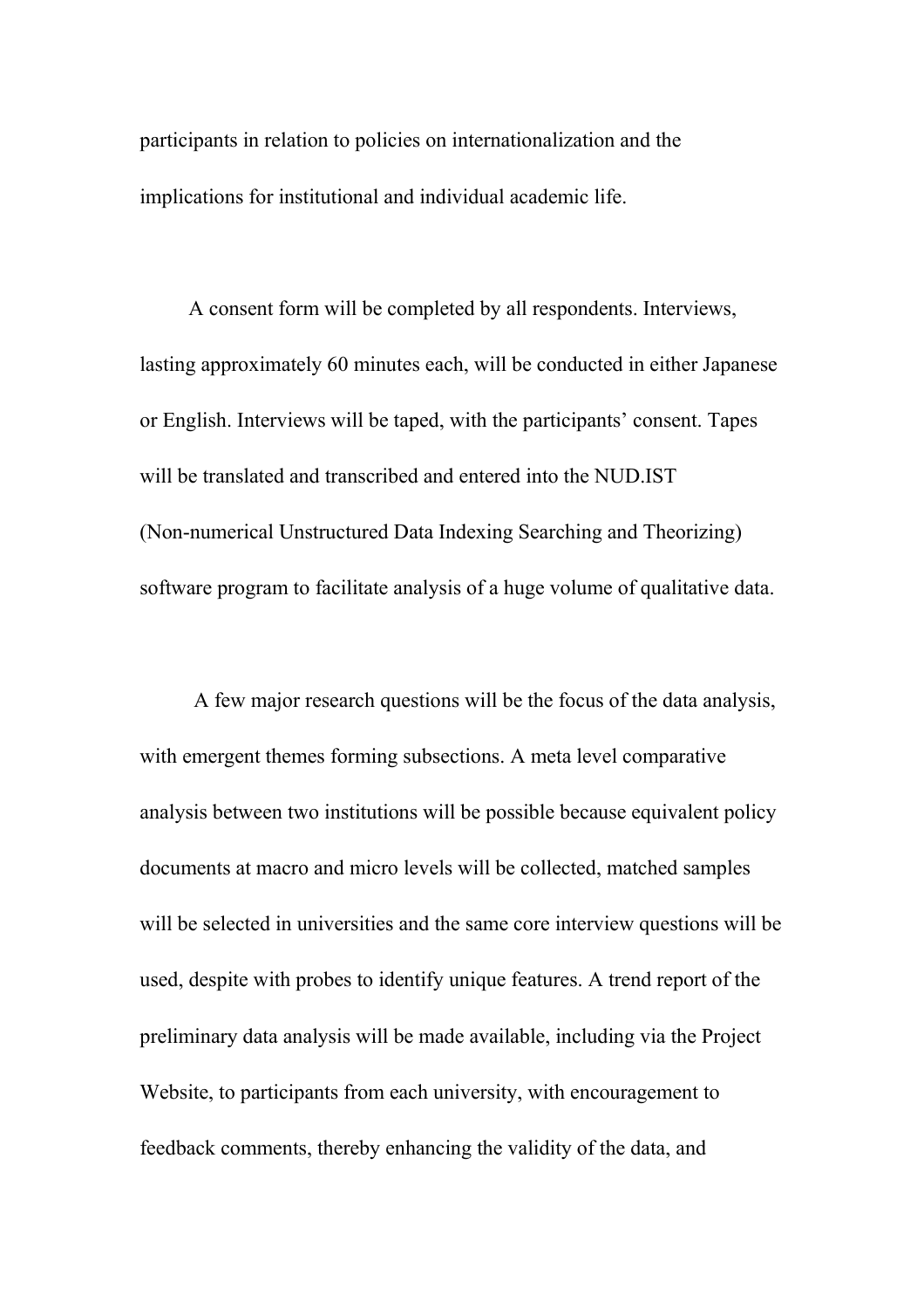participants in relation to policies on internationalization and the implications for institutional and individual academic life.

A consent form will be completed by all respondents. Interviews, lasting approximately 60 minutes each, will be conducted in either Japanese or English. Interviews will be taped, with the participants' consent. Tapes will be translated and transcribed and entered into the NUD.IST (Non-numerical Unstructured Data Indexing Searching and Theorizing) software program to facilitate analysis of a huge volume of qualitative data.

A few major research questions will be the focus of the data analysis, with emergent themes forming subsections. A meta level comparative analysis between two institutions will be possible because equivalent policy documents at macro and micro levels will be collected, matched samples will be selected in universities and the same core interview questions will be used, despite with probes to identify unique features. A trend report of the preliminary data analysis will be made available, including via the Project Website, to participants from each university, with encouragement to feedback comments, thereby enhancing the validity of the data, and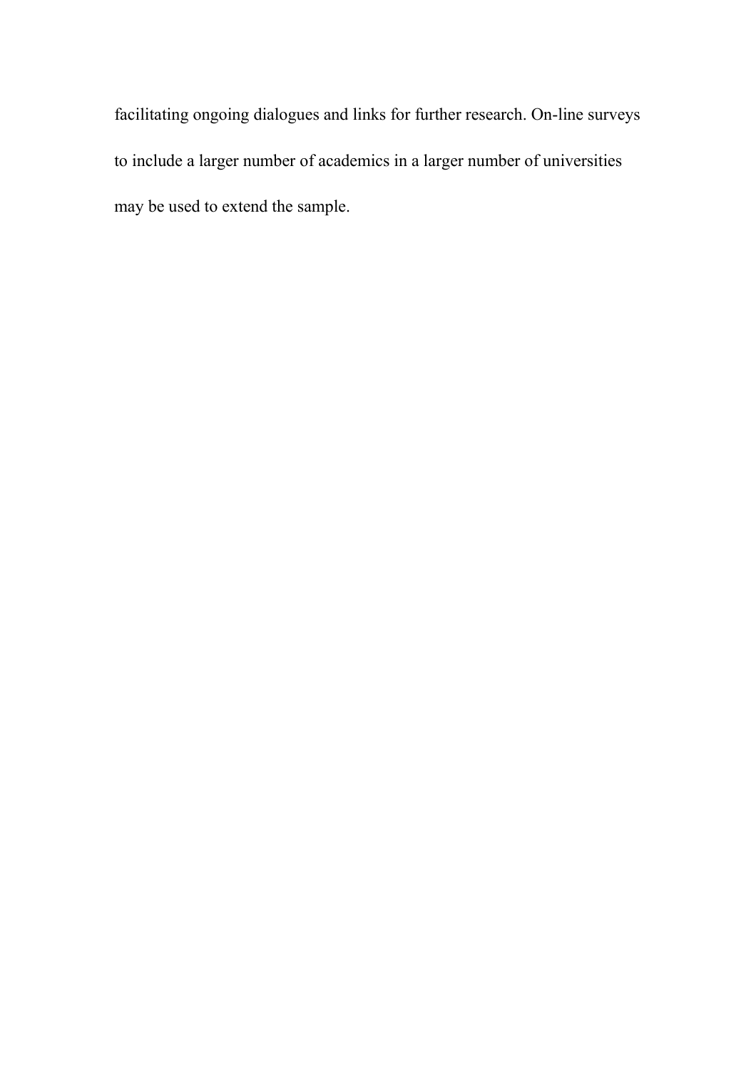facilitating ongoing dialogues and links for further research. On-line surveys to include a larger number of academics in a larger number of universities may be used to extend the sample.